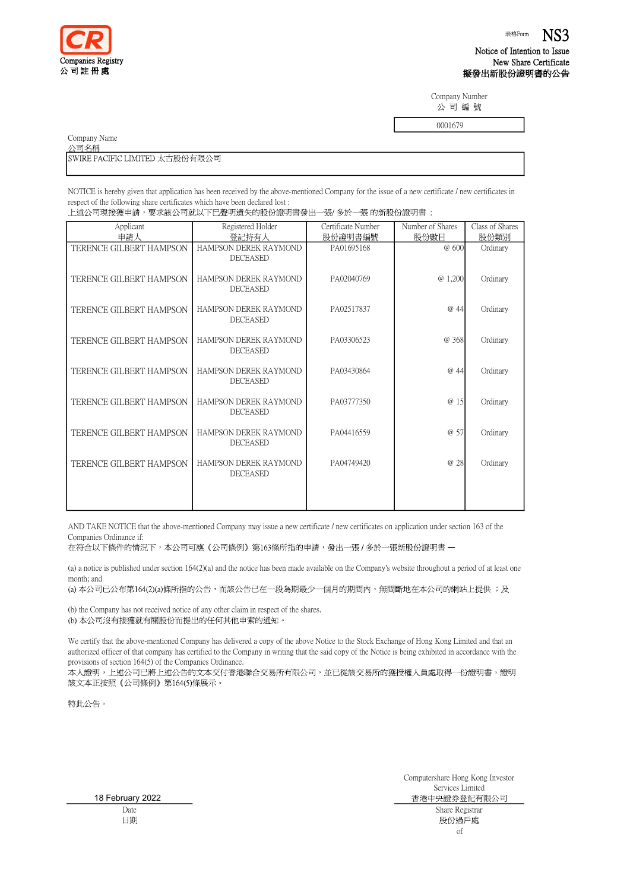Companies Registry
公司註冊處

表格Form **NS3**

Notice of Intention to Issue New Share Certificate
**擬發出新股份證明書的公告**

Company Number
公 司 編 號

0001679

Company Name
公司名稱

SWIRE PACIFIC LIMITED 太古股份有限公司

NOTICE is hereby given that application has been received by the above-mentioned Company for the issue of a new certificate / new certificates in respect of the following share certificates which have been declared lost :
上述公司現接獲申請，要求該公司就以下已聲明遺失的股份證明書發出一張/ 多於一張 的新股份證明書 ：

| Applicant 申請人 | Registered Holder 登記持有人 | Certificate Number 股份證明書編號 | Number of Shares 股份數目 | Class of Shares 股份類別 |
|---|---|---|---|---|
| TERENCE GILBERT HAMPSON | HAMPSON DEREK RAYMOND DECEASED | PA01695168 | @ 600 | Ordinary |
| TERENCE GILBERT HAMPSON | HAMPSON DEREK RAYMOND DECEASED | PA02040769 | @ 1,200 | Ordinary |
| TERENCE GILBERT HAMPSON | HAMPSON DEREK RAYMOND DECEASED | PA02517837 | @ 44 | Ordinary |
| TERENCE GILBERT HAMPSON | HAMPSON DEREK RAYMOND DECEASED | PA03306523 | @ 368 | Ordinary |
| TERENCE GILBERT HAMPSON | HAMPSON DEREK RAYMOND DECEASED | PA03430864 | @ 44 | Ordinary |
| TERENCE GILBERT HAMPSON | HAMPSON DEREK RAYMOND DECEASED | PA03777350 | @ 15 | Ordinary |
| TERENCE GILBERT HAMPSON | HAMPSON DEREK RAYMOND DECEASED | PA04416559 | @ 57 | Ordinary |
| TERENCE GILBERT HAMPSON | HAMPSON DEREK RAYMOND DECEASED | PA04749420 | @ 28 | Ordinary |

AND TAKE NOTICE that the above-mentioned Company may issue a new certificate / new certificates on application under section 163 of the Companies Ordinance if:
在符合以下條件的情況下，本公司可應《公司條例》第163條所指的申請，發出一張 / 多於一張新股份證明書 —

(a) a notice is published under section 164(2)(a) and the notice has been made available on the Company's website throughout a period of at least one month; and
(a) 本公司已公布第164(2)(a)條所指的公告，而該公告已在一段為期最少一個月的期間內，無間斷地在本公司的網站上提供 ；及

(b) the Company has not received notice of any other claim in respect of the shares.
(b) 本公司沒有接獲就有關股份而提出的任何其他申索的通知 。

We certify that the above-mentioned Company has delivered a copy of the above Notice to the Stock Exchange of Hong Kong Limited and that an authorized officer of that company has certified to the Company in writing that the said copy of the Notice is being exhibited in accordance with the provisions of section 164(5) of the Companies Ordinance.
本人證明，上述公司已將上述公告的文本交付香港聯合交易所有限公司，並已從該交易所的獲授權人員處取得一份證明書，證明該文本正按照《公司條例》第164(5)條展示。

特此公告。

18 February 2022
Date
日期

Computershare Hong Kong Investor Services Limited
香港中央證券登記有限公司
Share Registrar
股份過戶處
of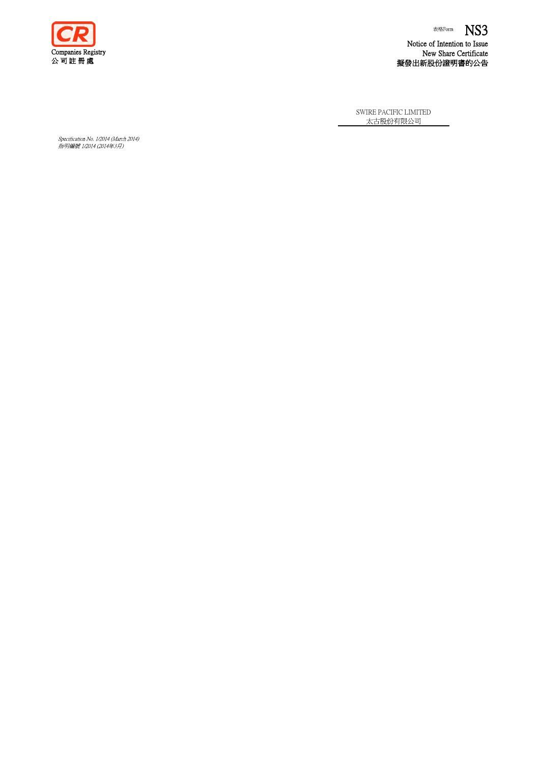Companies Registry
公司註冊處

表格Form **NS3**

Notice of Intention to Issue New Share Certificate
擬發出新股份證明書的公告

SWIRE PACIFIC LIMITED
太古股份有限公司

*Specification No. 1/2014 (March 2014)*
*指明編號 1/2014 (2014年3月)*